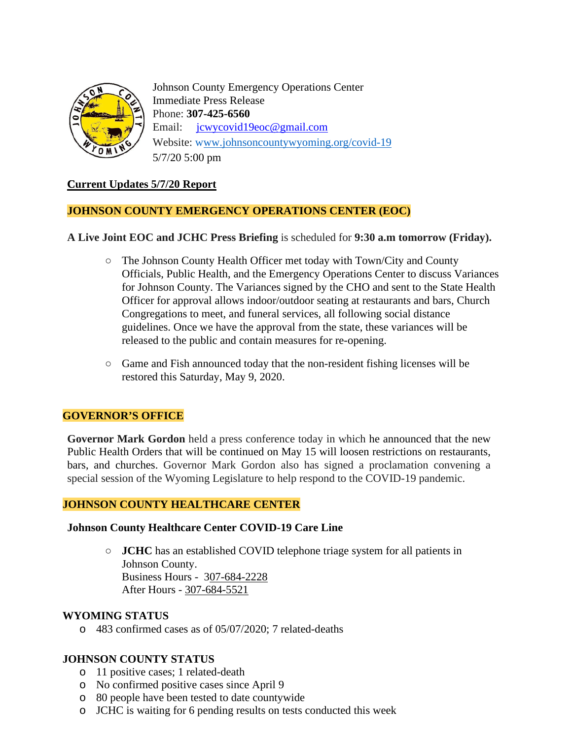Johnson County Emergency Operations Center
Immediate Press Release
Phone: **307-425-6560**
Email: jcwycovid19eoc@gmail.com
Website: www.johnsoncountywyoming.org/covid-19
5/7/20 5:00 pm

**Current Updates 5/7/20 Report**

## JOHNSON COUNTY EMERGENCY OPERATIONS CENTER (EOC)

**A Live Joint EOC and JCHC Press Briefing** is scheduled for **9:30 a.m tomorrow (Friday).**

- The Johnson County Health Officer met today with Town/City and County Officials, Public Health, and the Emergency Operations Center to discuss Variances for Johnson County. The Variances signed by the CHO and sent to the State Health Officer for approval allows indoor/outdoor seating at restaurants and bars, Church Congregations to meet, and funeral services, all following social distance guidelines. Once we have the approval from the state, these variances will be released to the public and contain measures for re-opening.
- Game and Fish announced today that the non-resident fishing licenses will be restored this Saturday, May 9, 2020.

## GOVERNOR'S OFFICE

**Governor Mark Gordon** held a press conference today in which he announced that the new Public Health Orders that will be continued on May 15 will loosen restrictions on restaurants, bars, and churches. Governor Mark Gordon also has signed a proclamation convening a special session of the Wyoming Legislature to help respond to the COVID-19 pandemic.

## JOHNSON COUNTY HEALTHCARE CENTER

**Johnson County Healthcare Center COVID-19 Care Line**

- **JCHC** has an established COVID telephone triage system for all patients in Johnson County.
  Business Hours - 307-684-2228
  After Hours - 307-684-5521

## WYOMING STATUS

- 483 confirmed cases as of 05/07/2020; 7 related-deaths

## JOHNSON COUNTY STATUS

- 11 positive cases; 1 related-death
- No confirmed positive cases since April 9
- 80 people have been tested to date countywide
- JCHC is waiting for 6 pending results on tests conducted this week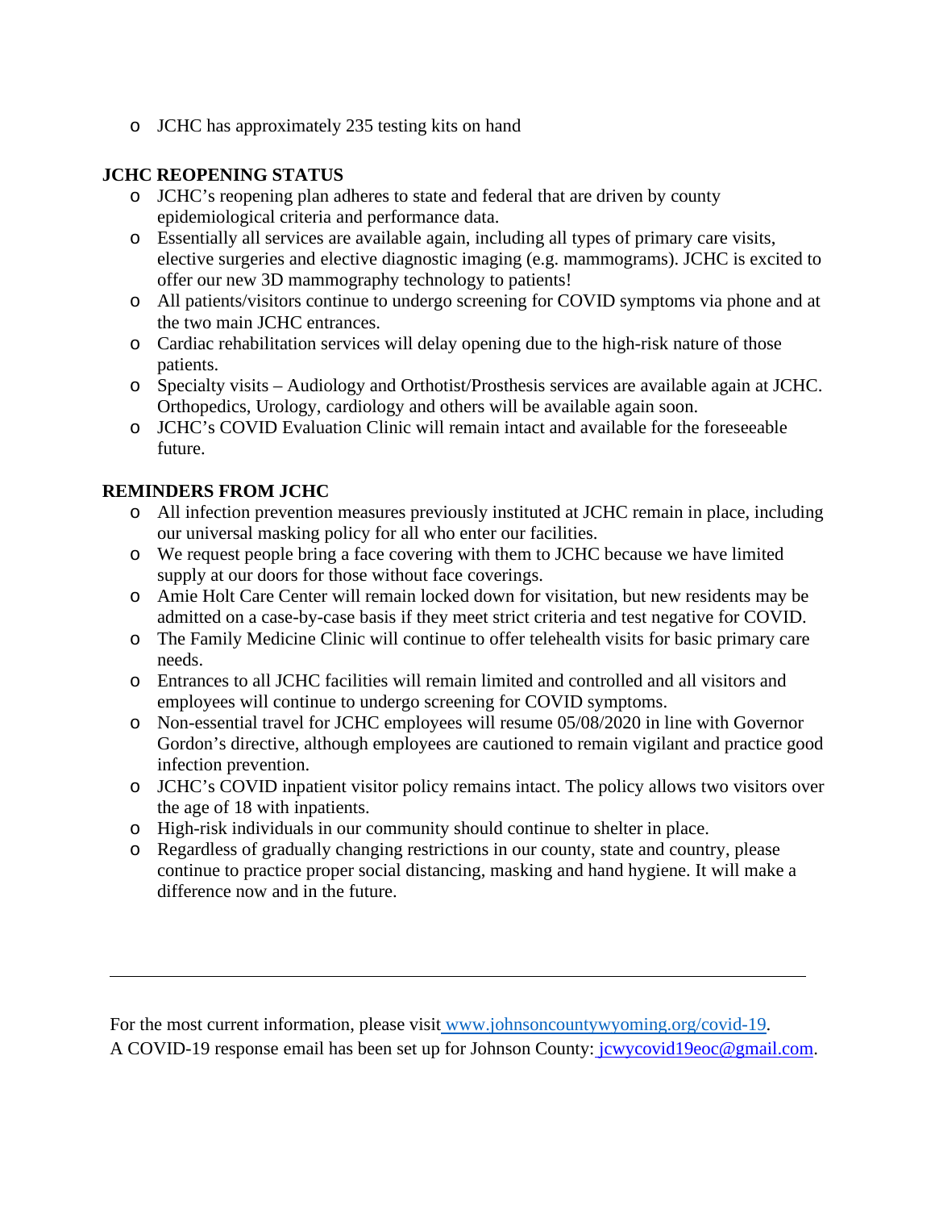- JCHC has approximately 235 testing kits on hand

**JCHC REOPENING STATUS**

- JCHC's reopening plan adheres to state and federal that are driven by county epidemiological criteria and performance data.
- Essentially all services are available again, including all types of primary care visits, elective surgeries and elective diagnostic imaging (e.g. mammograms). JCHC is excited to offer our new 3D mammography technology to patients!
- All patients/visitors continue to undergo screening for COVID symptoms via phone and at the two main JCHC entrances.
- Cardiac rehabilitation services will delay opening due to the high-risk nature of those patients.
- Specialty visits – Audiology and Orthotist/Prosthesis services are available again at JCHC. Orthopedics, Urology, cardiology and others will be available again soon.
- JCHC's COVID Evaluation Clinic will remain intact and available for the foreseeable future.

**REMINDERS FROM JCHC**

- All infection prevention measures previously instituted at JCHC remain in place, including our universal masking policy for all who enter our facilities.
- We request people bring a face covering with them to JCHC because we have limited supply at our doors for those without face coverings.
- Amie Holt Care Center will remain locked down for visitation, but new residents may be admitted on a case-by-case basis if they meet strict criteria and test negative for COVID.
- The Family Medicine Clinic will continue to offer telehealth visits for basic primary care needs.
- Entrances to all JCHC facilities will remain limited and controlled and all visitors and employees will continue to undergo screening for COVID symptoms.
- Non-essential travel for JCHC employees will resume 05/08/2020 in line with Governor Gordon's directive, although employees are cautioned to remain vigilant and practice good infection prevention.
- JCHC's COVID inpatient visitor policy remains intact. The policy allows two visitors over the age of 18 with inpatients.
- High-risk individuals in our community should continue to shelter in place.
- Regardless of gradually changing restrictions in our county, state and country, please continue to practice proper social distancing, masking and hand hygiene. It will make a difference now and in the future.

---

For the most current information, please visit www.johnsoncountywyoming.org/covid-19.
A COVID-19 response email has been set up for Johnson County: jcwycovid19eoc@gmail.com.